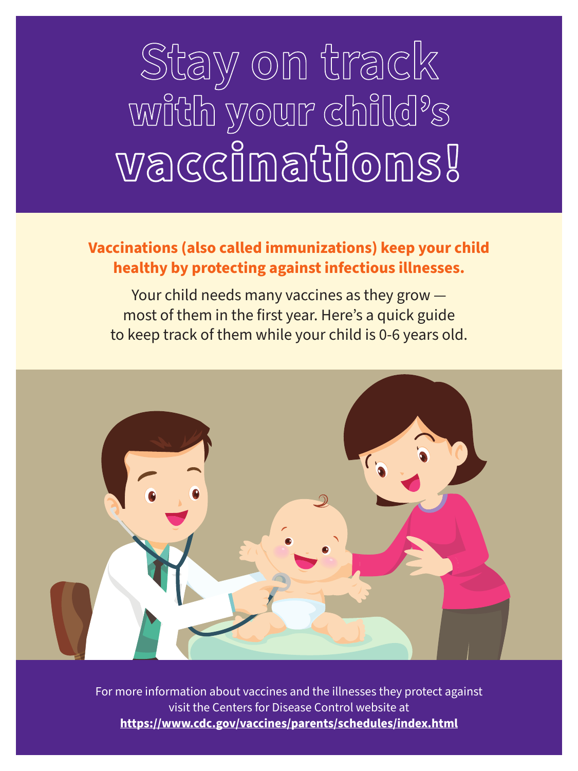# Stay on track with your child's vaccinations!

**Vaccinations (also called immunizations) keep your child healthy by protecting against infectious illnesses.**

Your child needs many vaccines as they grow — most of them in the first year. Here's a quick guide to keep track of them while your child is 0-6 years old.

For more information about vaccines and the illnesses they protect against visit the Centers for Disease Control website at **https://www.cdc.gov/vaccines/parents/schedules/index.html**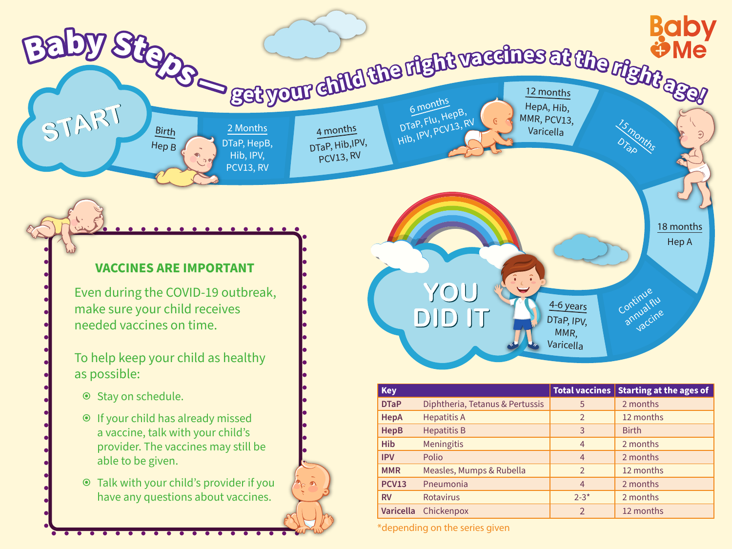# Baby Steps — get your child the right vaccines at the right age!

Baby + Me

START

**Birth**
Hep B

**2 Months**
DTaP, HepB, Hib, IPV, PCV13, RV

**4 months**
DTaP, Hib,IPV, PCV13, RV

**6 months**
DTaP, Flu, HepB, Hib, IPV, PCV13, RV

**12 months**
HepA, Hib, MMR, PCV13, Varicella

**15 months**
DTap

**18 months**
Hep A

Continue annual flu vaccine

**4-6 years**
DTaP, IPV, MMR, Varicella

YOU DID IT

## VACCINES ARE IMPORTANT

Even during the COVID-19 outbreak, make sure your child receives needed vaccines on time.

To help keep your child as healthy as possible:

- Stay on schedule.
- If your child has already missed a vaccine, talk with your child's provider. The vaccines may still be able to be given.
- Talk with your child's provider if you have any questions about vaccines.

| Key | | Total vaccines | Starting at the ages of |
|---|---|---|---|
| DTaP | Diphtheria, Tetanus & Pertussis | 5 | 2 months |
| HepA | Hepatitis A | 2 | 12 months |
| HepB | Hepatitis B | 3 | Birth |
| Hib | Meningitis | 4 | 2 months |
| IPV | Polio | 4 | 2 months |
| MMR | Measles, Mumps & Rubella | 2 | 12 months |
| PCV13 | Pneumonia | 4 | 2 months |
| RV | Rotavirus | 2-3* | 2 months |
| Varicella | Chickenpox | 2 | 12 months |

*depending on the series given